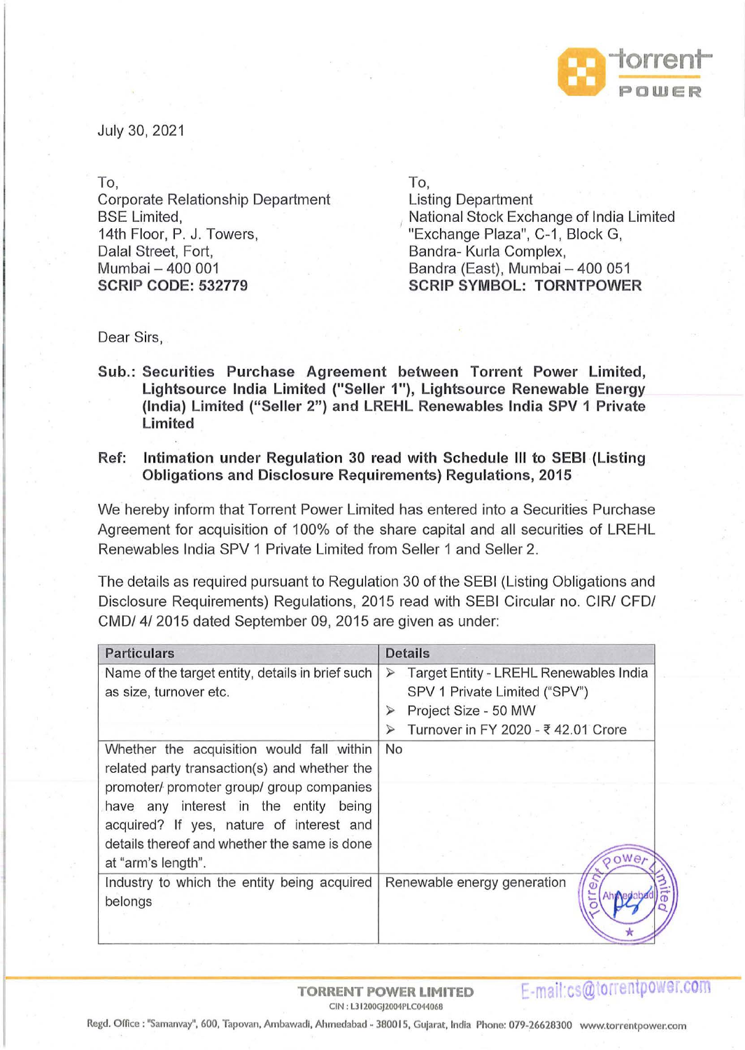July 30, 2021

To,
Corporate Relationship Department
BSE Limited,
14th Floor, P. J. Towers,
Dalal Street, Fort,
Mumbai – 400 001
**SCRIP CODE: 532779**

To,
Listing Department
National Stock Exchange of India Limited
"Exchange Plaza", C-1, Block G,
Bandra- Kurla Complex,
Bandra (East), Mumbai – 400 051
**SCRIP SYMBOL: TORNTPOWER**

Dear Sirs,

**Sub.: Securities Purchase Agreement between Torrent Power Limited, Lightsource India Limited ("Seller 1"), Lightsource Renewable Energy (India) Limited ("Seller 2") and LREHL Renewables India SPV 1 Private Limited**

**Ref: Intimation under Regulation 30 read with Schedule III to SEBI (Listing Obligations and Disclosure Requirements) Regulations, 2015**

We hereby inform that Torrent Power Limited has entered into a Securities Purchase Agreement for acquisition of 100% of the share capital and all securities of LREHL Renewables India SPV 1 Private Limited from Seller 1 and Seller 2.

The details as required pursuant to Regulation 30 of the SEBI (Listing Obligations and Disclosure Requirements) Regulations, 2015 read with SEBI Circular no. CIR/ CFD/ CMD/ 4/ 2015 dated September 09, 2015 are given as under:

| Particulars | Details |
|---|---|
| Name of the target entity, details in brief such as size, turnover etc. | ➢ Target Entity - LREHL Renewables India SPV 1 Private Limited ("SPV")<br>➢ Project Size - 50 MW<br>➢ Turnover in FY 2020 - ₹ 42.01 Crore |
| Whether the acquisition would fall within related party transaction(s) and whether the promoter/ promoter group/ group companies have any interest in the entity being acquired? If yes, nature of interest and details thereof and whether the same is done at "arm's length". | No |
| Industry to which the entity being acquired belongs | Renewable energy generation |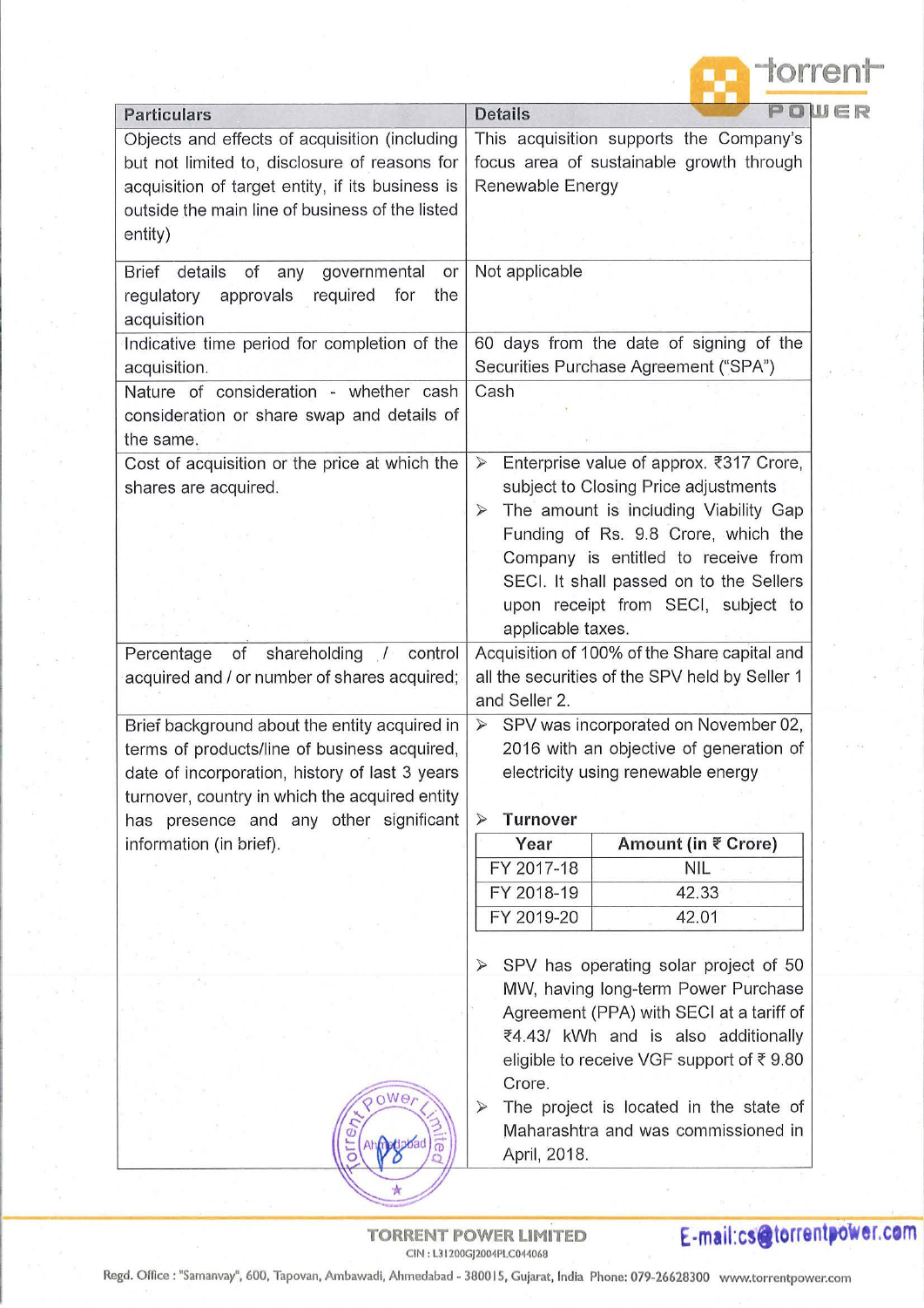| Particulars | Details |
|---|---|
| Objects and effects of acquisition (including but not limited to, disclosure of reasons for acquisition of target entity, if its business is outside the main line of business of the listed entity) | This acquisition supports the Company's focus area of sustainable growth through Renewable Energy |
| Brief details of any governmental or regulatory approvals required for the acquisition | Not applicable |
| Indicative time period for completion of the acquisition. | 60 days from the date of signing of the Securities Purchase Agreement ("SPA") |
| Nature of consideration - whether cash consideration or share swap and details of the same. | Cash |
| Cost of acquisition or the price at which the shares are acquired. | ➢ Enterprise value of approx. ₹317 Crore, subject to Closing Price adjustments<br>➢ The amount is including Viability Gap Funding of Rs. 9.8 Crore, which the Company is entitled to receive from SECI. It shall passed on to the Sellers upon receipt from SECI, subject to applicable taxes. |
| Percentage of shareholding / control acquired and / or number of shares acquired; | Acquisition of 100% of the Share capital and all the securities of the SPV held by Seller 1 and Seller 2. |
| Brief background about the entity acquired in terms of products/line of business acquired, date of incorporation, history of last 3 years turnover, country in which the acquired entity has presence and any other significant information (in brief). | ➢ SPV was incorporated on November 02, 2016 with an objective of generation of electricity using renewable energy<br><br>➢ **Turnover**<br>Year – Amount (in ₹ Crore):<br>FY 2017-18 – NIL<br>FY 2018-19 – 42.33<br>FY 2019-20 – 42.01<br><br>➢ SPV has operating solar project of 50 MW, having long-term Power Purchase Agreement (PPA) with SECI at a tariff of ₹4.43/ kWh and is also additionally eligible to receive VGF support of ₹ 9.80 Crore.<br>➢ The project is located in the state of Maharashtra and was commissioned in April, 2018. |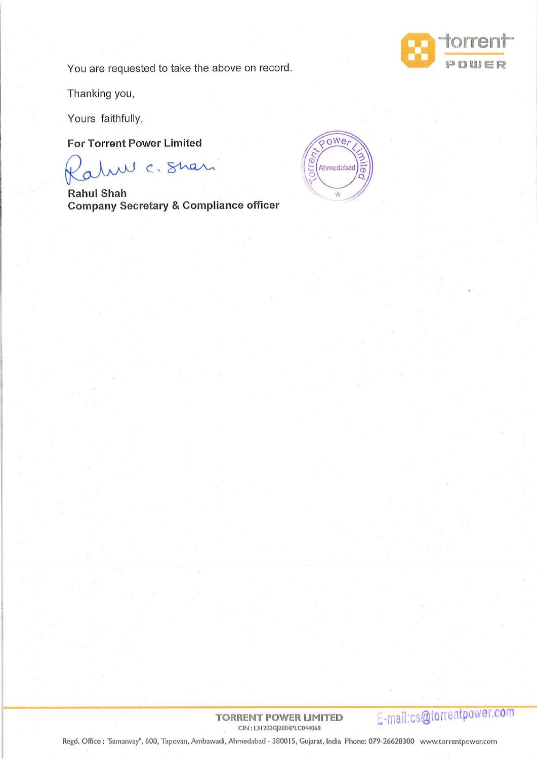You are requested to take the above on record.

Thanking you,

Yours faithfully,

**For Torrent Power Limited**

**Rahul Shah**
**Company Secretary & Compliance officer**